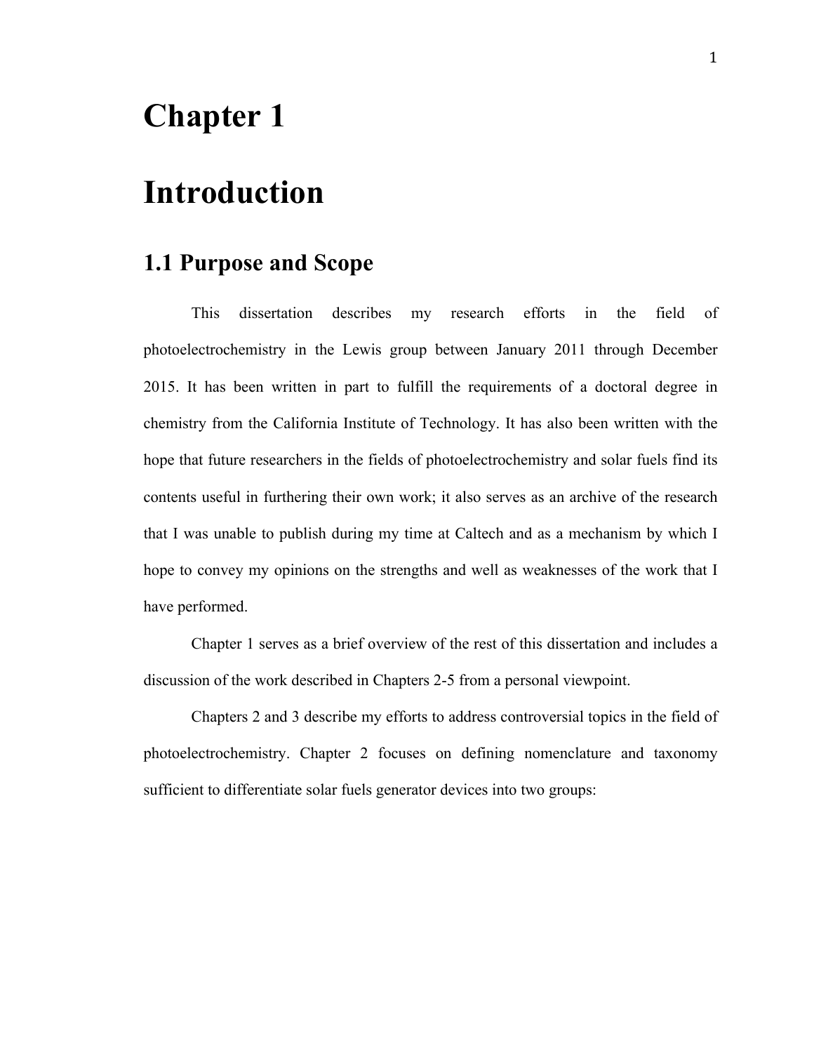# Chapter 1

# Introduction

## 1.1 Purpose and Scope

This dissertation describes my research efforts in the field of photoelectrochemistry in the Lewis group between January 2011 through December 2015. It has been written in part to fulfill the requirements of a doctoral degree in chemistry from the California Institute of Technology. It has also been written with the hope that future researchers in the fields of photoelectrochemistry and solar fuels find its contents useful in furthering their own work; it also serves as an archive of the research that I was unable to publish during my time at Caltech and as a mechanism by which I hope to convey my opinions on the strengths and well as weaknesses of the work that I have performed.

Chapter 1 serves as a brief overview of the rest of this dissertation and includes a discussion of the work described in Chapters 2-5 from a personal viewpoint.

Chapters 2 and 3 describe my efforts to address controversial topics in the field of photoelectrochemistry. Chapter 2 focuses on defining nomenclature and taxonomy sufficient to differentiate solar fuels generator devices into two groups: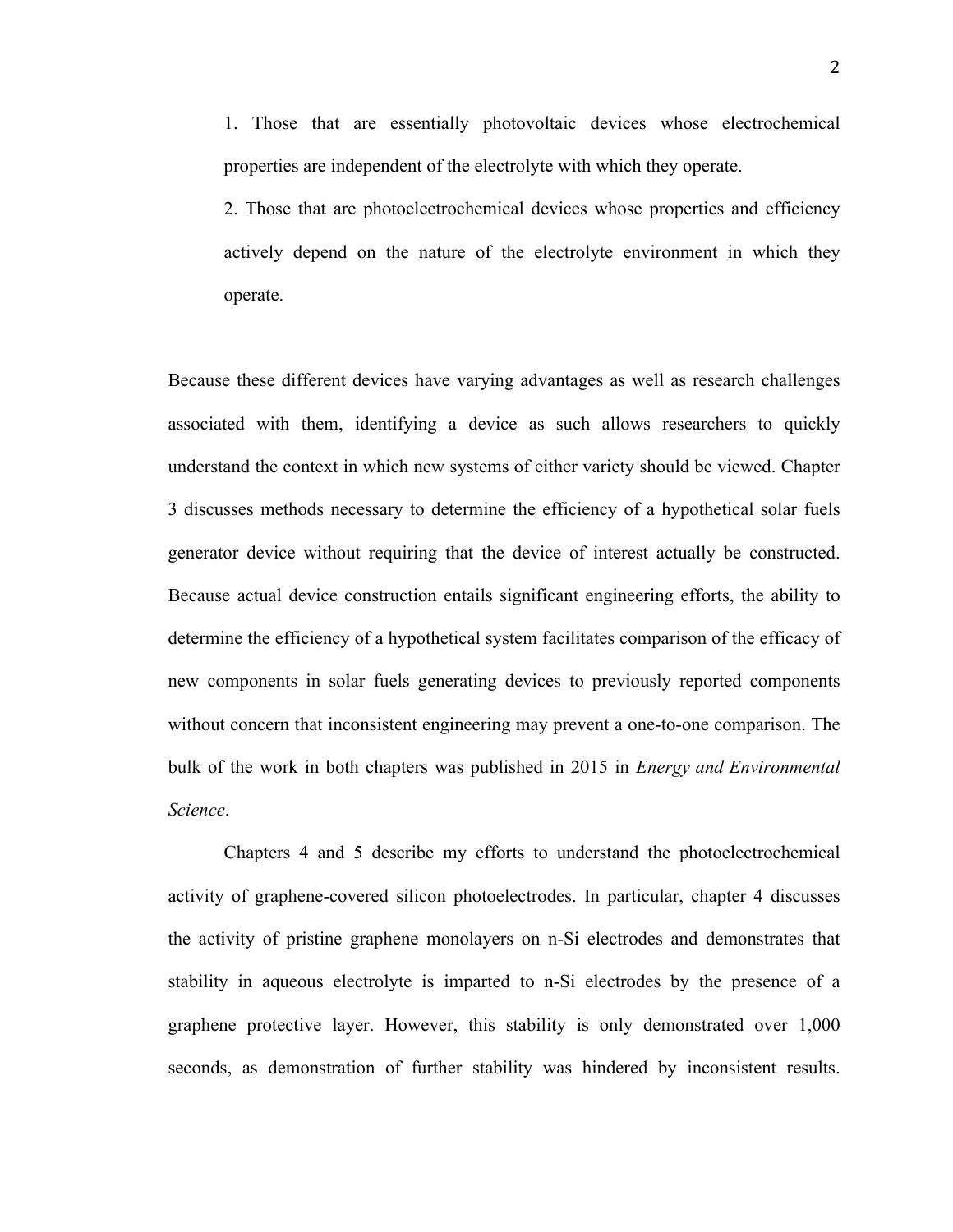1. Those that are essentially photovoltaic devices whose electrochemical properties are independent of the electrolyte with which they operate.

2. Those that are photoelectrochemical devices whose properties and efficiency actively depend on the nature of the electrolyte environment in which they operate.

Because these different devices have varying advantages as well as research challenges associated with them, identifying a device as such allows researchers to quickly understand the context in which new systems of either variety should be viewed. Chapter 3 discusses methods necessary to determine the efficiency of a hypothetical solar fuels generator device without requiring that the device of interest actually be constructed. Because actual device construction entails significant engineering efforts, the ability to determine the efficiency of a hypothetical system facilitates comparison of the efficacy of new components in solar fuels generating devices to previously reported components without concern that inconsistent engineering may prevent a one-to-one comparison. The bulk of the work in both chapters was published in 2015 in *Energy and Environmental Science*.

Chapters 4 and 5 describe my efforts to understand the photoelectrochemical activity of graphene-covered silicon photoelectrodes. In particular, chapter 4 discusses the activity of pristine graphene monolayers on n-Si electrodes and demonstrates that stability in aqueous electrolyte is imparted to n-Si electrodes by the presence of a graphene protective layer. However, this stability is only demonstrated over 1,000 seconds, as demonstration of further stability was hindered by inconsistent results.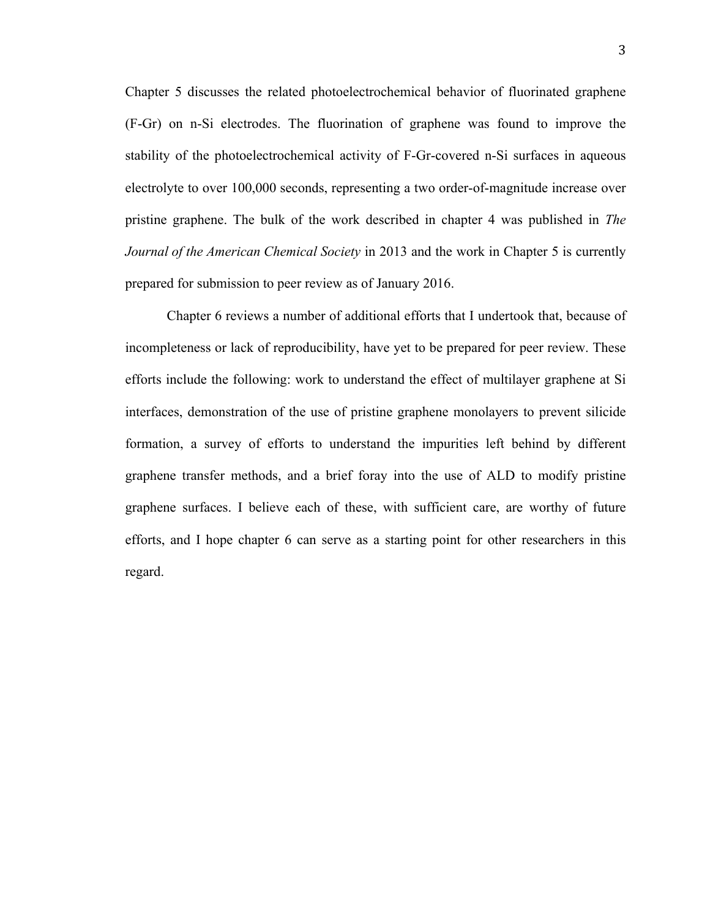Chapter 5 discusses the related photoelectrochemical behavior of fluorinated graphene (F-Gr) on n-Si electrodes. The fluorination of graphene was found to improve the stability of the photoelectrochemical activity of F-Gr-covered n-Si surfaces in aqueous electrolyte to over 100,000 seconds, representing a two order-of-magnitude increase over pristine graphene. The bulk of the work described in chapter 4 was published in *The Journal of the American Chemical Society* in 2013 and the work in Chapter 5 is currently prepared for submission to peer review as of January 2016.

Chapter 6 reviews a number of additional efforts that I undertook that, because of incompleteness or lack of reproducibility, have yet to be prepared for peer review. These efforts include the following: work to understand the effect of multilayer graphene at Si interfaces, demonstration of the use of pristine graphene monolayers to prevent silicide formation, a survey of efforts to understand the impurities left behind by different graphene transfer methods, and a brief foray into the use of ALD to modify pristine graphene surfaces. I believe each of these, with sufficient care, are worthy of future efforts, and I hope chapter 6 can serve as a starting point for other researchers in this regard.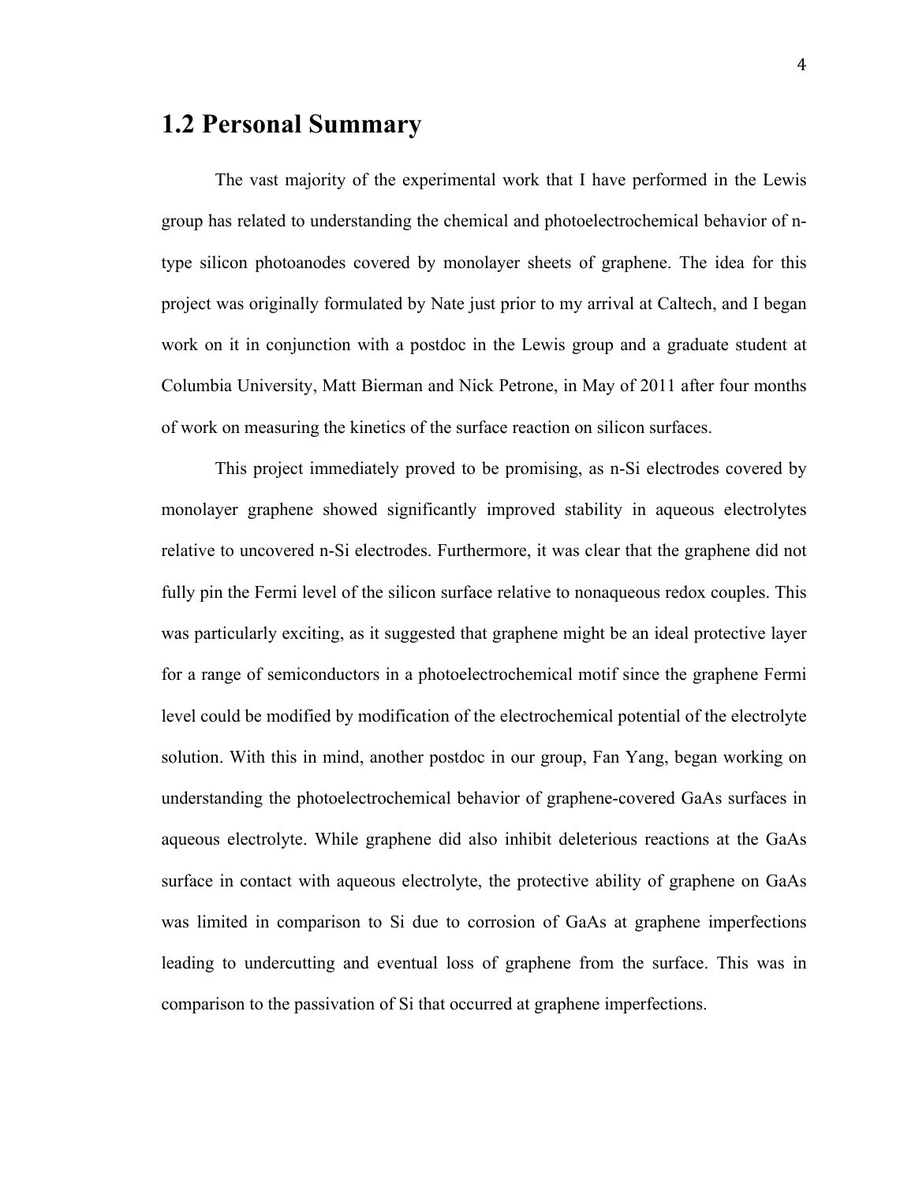## 1.2 Personal Summary

The vast majority of the experimental work that I have performed in the Lewis group has related to understanding the chemical and photoelectrochemical behavior of n-type silicon photoanodes covered by monolayer sheets of graphene. The idea for this project was originally formulated by Nate just prior to my arrival at Caltech, and I began work on it in conjunction with a postdoc in the Lewis group and a graduate student at Columbia University, Matt Bierman and Nick Petrone, in May of 2011 after four months of work on measuring the kinetics of the surface reaction on silicon surfaces.

This project immediately proved to be promising, as n-Si electrodes covered by monolayer graphene showed significantly improved stability in aqueous electrolytes relative to uncovered n-Si electrodes. Furthermore, it was clear that the graphene did not fully pin the Fermi level of the silicon surface relative to nonaqueous redox couples. This was particularly exciting, as it suggested that graphene might be an ideal protective layer for a range of semiconductors in a photoelectrochemical motif since the graphene Fermi level could be modified by modification of the electrochemical potential of the electrolyte solution. With this in mind, another postdoc in our group, Fan Yang, began working on understanding the photoelectrochemical behavior of graphene-covered GaAs surfaces in aqueous electrolyte. While graphene did also inhibit deleterious reactions at the GaAs surface in contact with aqueous electrolyte, the protective ability of graphene on GaAs was limited in comparison to Si due to corrosion of GaAs at graphene imperfections leading to undercutting and eventual loss of graphene from the surface. This was in comparison to the passivation of Si that occurred at graphene imperfections.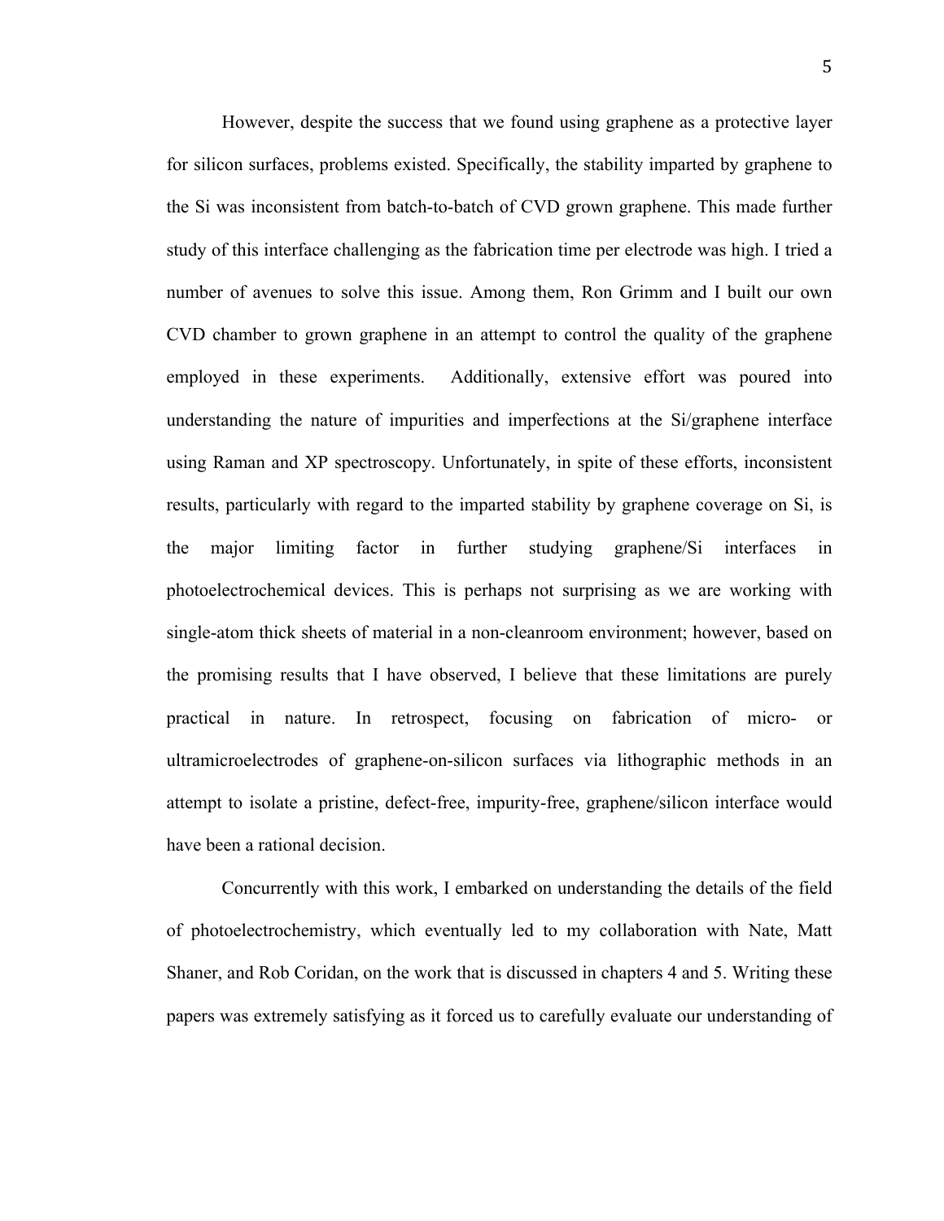However, despite the success that we found using graphene as a protective layer for silicon surfaces, problems existed. Specifically, the stability imparted by graphene to the Si was inconsistent from batch-to-batch of CVD grown graphene. This made further study of this interface challenging as the fabrication time per electrode was high. I tried a number of avenues to solve this issue. Among them, Ron Grimm and I built our own CVD chamber to grown graphene in an attempt to control the quality of the graphene employed in these experiments. Additionally, extensive effort was poured into understanding the nature of impurities and imperfections at the Si/graphene interface using Raman and XP spectroscopy. Unfortunately, in spite of these efforts, inconsistent results, particularly with regard to the imparted stability by graphene coverage on Si, is the major limiting factor in further studying graphene/Si interfaces in photoelectrochemical devices. This is perhaps not surprising as we are working with single-atom thick sheets of material in a non-cleanroom environment; however, based on the promising results that I have observed, I believe that these limitations are purely practical in nature. In retrospect, focusing on fabrication of micro- or ultramicroelectrodes of graphene-on-silicon surfaces via lithographic methods in an attempt to isolate a pristine, defect-free, impurity-free, graphene/silicon interface would have been a rational decision.

Concurrently with this work, I embarked on understanding the details of the field of photoelectrochemistry, which eventually led to my collaboration with Nate, Matt Shaner, and Rob Coridan, on the work that is discussed in chapters 4 and 5. Writing these papers was extremely satisfying as it forced us to carefully evaluate our understanding of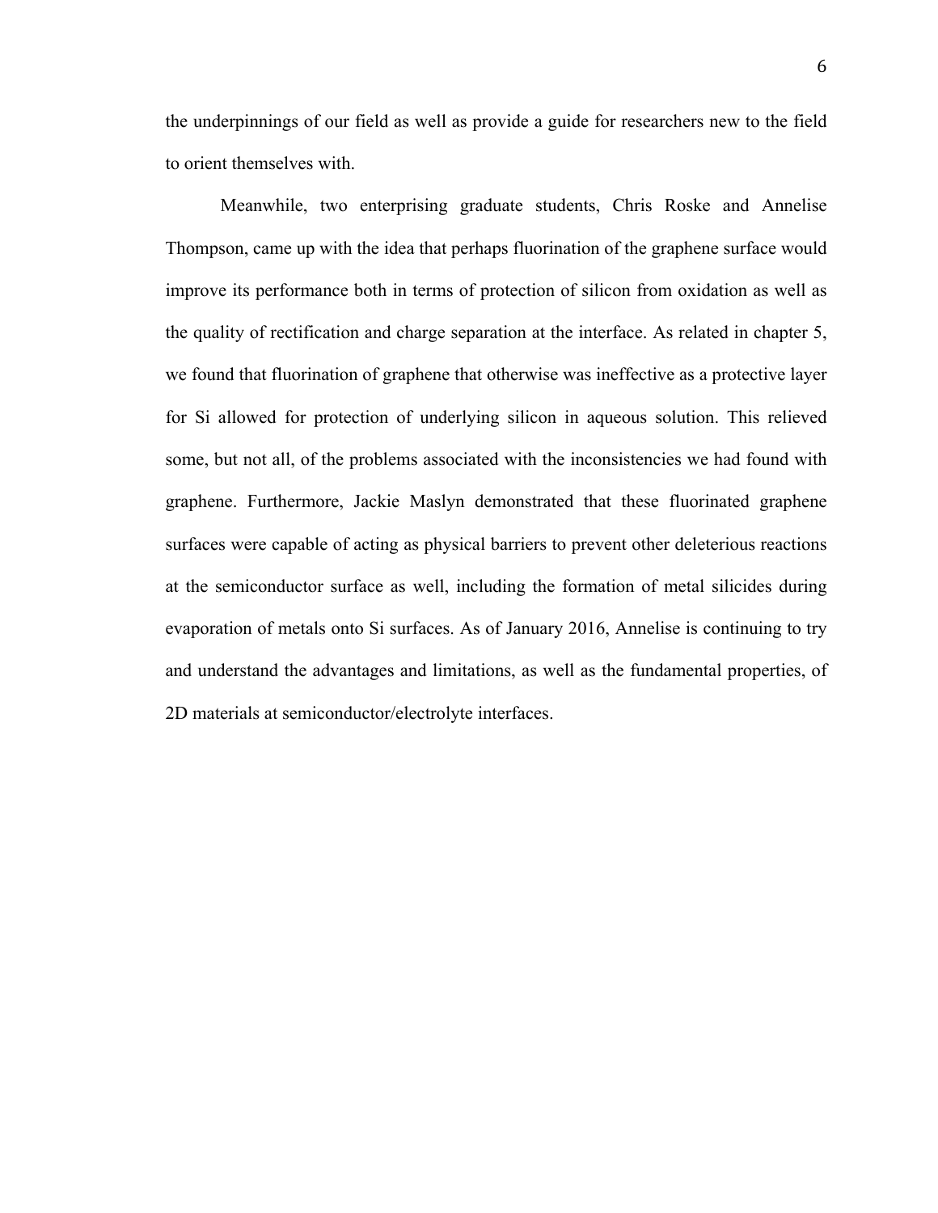the underpinnings of our field as well as provide a guide for researchers new to the field to orient themselves with.

Meanwhile, two enterprising graduate students, Chris Roske and Annelise Thompson, came up with the idea that perhaps fluorination of the graphene surface would improve its performance both in terms of protection of silicon from oxidation as well as the quality of rectification and charge separation at the interface. As related in chapter 5, we found that fluorination of graphene that otherwise was ineffective as a protective layer for Si allowed for protection of underlying silicon in aqueous solution. This relieved some, but not all, of the problems associated with the inconsistencies we had found with graphene. Furthermore, Jackie Maslyn demonstrated that these fluorinated graphene surfaces were capable of acting as physical barriers to prevent other deleterious reactions at the semiconductor surface as well, including the formation of metal silicides during evaporation of metals onto Si surfaces. As of January 2016, Annelise is continuing to try and understand the advantages and limitations, as well as the fundamental properties, of 2D materials at semiconductor/electrolyte interfaces.